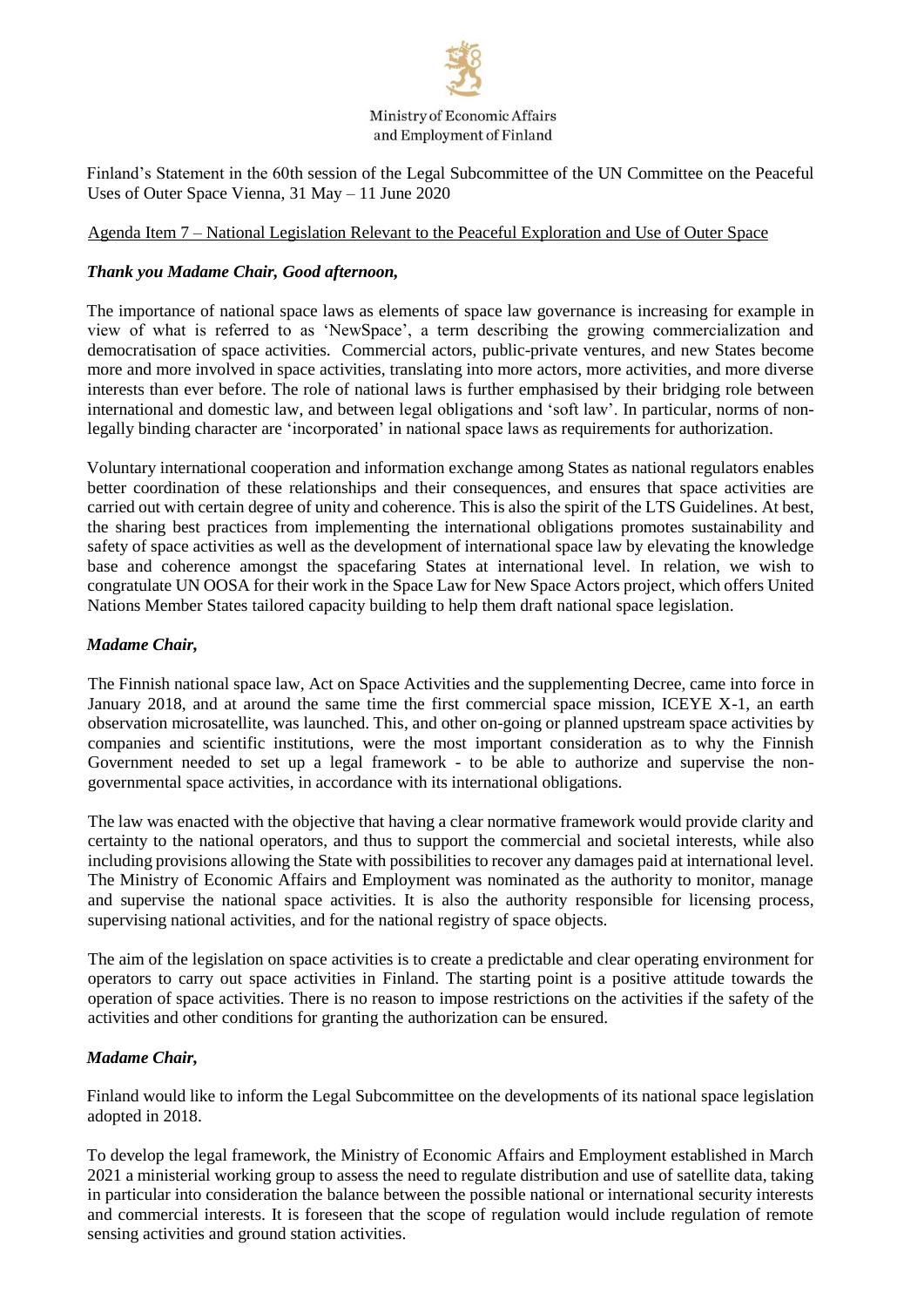Ministry of Economic Affairs and Employment of Finland

Finland's Statement in the 60th session of the Legal Subcommittee of the UN Committee on the Peaceful Uses of Outer Space Vienna, 31 May – 11 June 2020

Agenda Item 7 – National Legislation Relevant to the Peaceful Exploration and Use of Outer Space

***Thank you Madame Chair, Good afternoon,***

The importance of national space laws as elements of space law governance is increasing for example in view of what is referred to as 'NewSpace', a term describing the growing commercialization and democratisation of space activities. Commercial actors, public-private ventures, and new States become more and more involved in space activities, translating into more actors, more activities, and more diverse interests than ever before. The role of national laws is further emphasised by their bridging role between international and domestic law, and between legal obligations and 'soft law'. In particular, norms of non-legally binding character are 'incorporated' in national space laws as requirements for authorization.

Voluntary international cooperation and information exchange among States as national regulators enables better coordination of these relationships and their consequences, and ensures that space activities are carried out with certain degree of unity and coherence. This is also the spirit of the LTS Guidelines. At best, the sharing best practices from implementing the international obligations promotes sustainability and safety of space activities as well as the development of international space law by elevating the knowledge base and coherence amongst the spacefaring States at international level. In relation, we wish to congratulate UN OOSA for their work in the Space Law for New Space Actors project, which offers United Nations Member States tailored capacity building to help them draft national space legislation.

***Madame Chair,***

The Finnish national space law, Act on Space Activities and the supplementing Decree, came into force in January 2018, and at around the same time the first commercial space mission, ICEYE X-1, an earth observation microsatellite, was launched. This, and other on-going or planned upstream space activities by companies and scientific institutions, were the most important consideration as to why the Finnish Government needed to set up a legal framework - to be able to authorize and supervise the non-governmental space activities, in accordance with its international obligations.

The law was enacted with the objective that having a clear normative framework would provide clarity and certainty to the national operators, and thus to support the commercial and societal interests, while also including provisions allowing the State with possibilities to recover any damages paid at international level. The Ministry of Economic Affairs and Employment was nominated as the authority to monitor, manage and supervise the national space activities. It is also the authority responsible for licensing process, supervising national activities, and for the national registry of space objects.

The aim of the legislation on space activities is to create a predictable and clear operating environment for operators to carry out space activities in Finland. The starting point is a positive attitude towards the operation of space activities. There is no reason to impose restrictions on the activities if the safety of the activities and other conditions for granting the authorization can be ensured.

***Madame Chair,***

Finland would like to inform the Legal Subcommittee on the developments of its national space legislation adopted in 2018.

To develop the legal framework, the Ministry of Economic Affairs and Employment established in March 2021 a ministerial working group to assess the need to regulate distribution and use of satellite data, taking in particular into consideration the balance between the possible national or international security interests and commercial interests. It is foreseen that the scope of regulation would include regulation of remote sensing activities and ground station activities.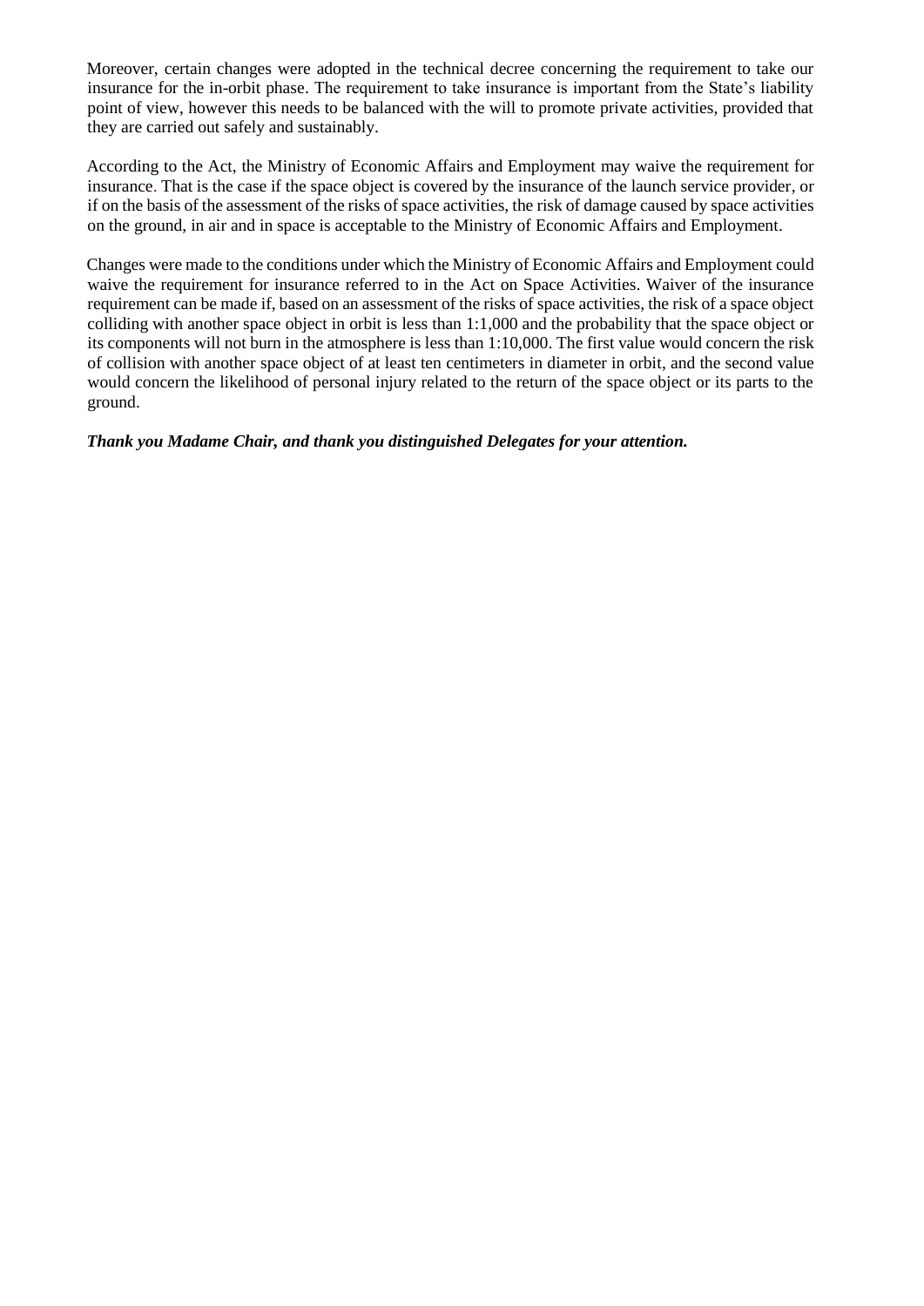Moreover, certain changes were adopted in the technical decree concerning the requirement to take our insurance for the in-orbit phase. The requirement to take insurance is important from the State's liability point of view, however this needs to be balanced with the will to promote private activities, provided that they are carried out safely and sustainably.

According to the Act, the Ministry of Economic Affairs and Employment may waive the requirement for insurance. That is the case if the space object is covered by the insurance of the launch service provider, or if on the basis of the assessment of the risks of space activities, the risk of damage caused by space activities on the ground, in air and in space is acceptable to the Ministry of Economic Affairs and Employment.

Changes were made to the conditions under which the Ministry of Economic Affairs and Employment could waive the requirement for insurance referred to in the Act on Space Activities. Waiver of the insurance requirement can be made if, based on an assessment of the risks of space activities, the risk of a space object colliding with another space object in orbit is less than 1:1,000 and the probability that the space object or its components will not burn in the atmosphere is less than 1:10,000. The first value would concern the risk of collision with another space object of at least ten centimeters in diameter in orbit, and the second value would concern the likelihood of personal injury related to the return of the space object or its parts to the ground.

***Thank you Madame Chair, and thank you distinguished Delegates for your attention.***